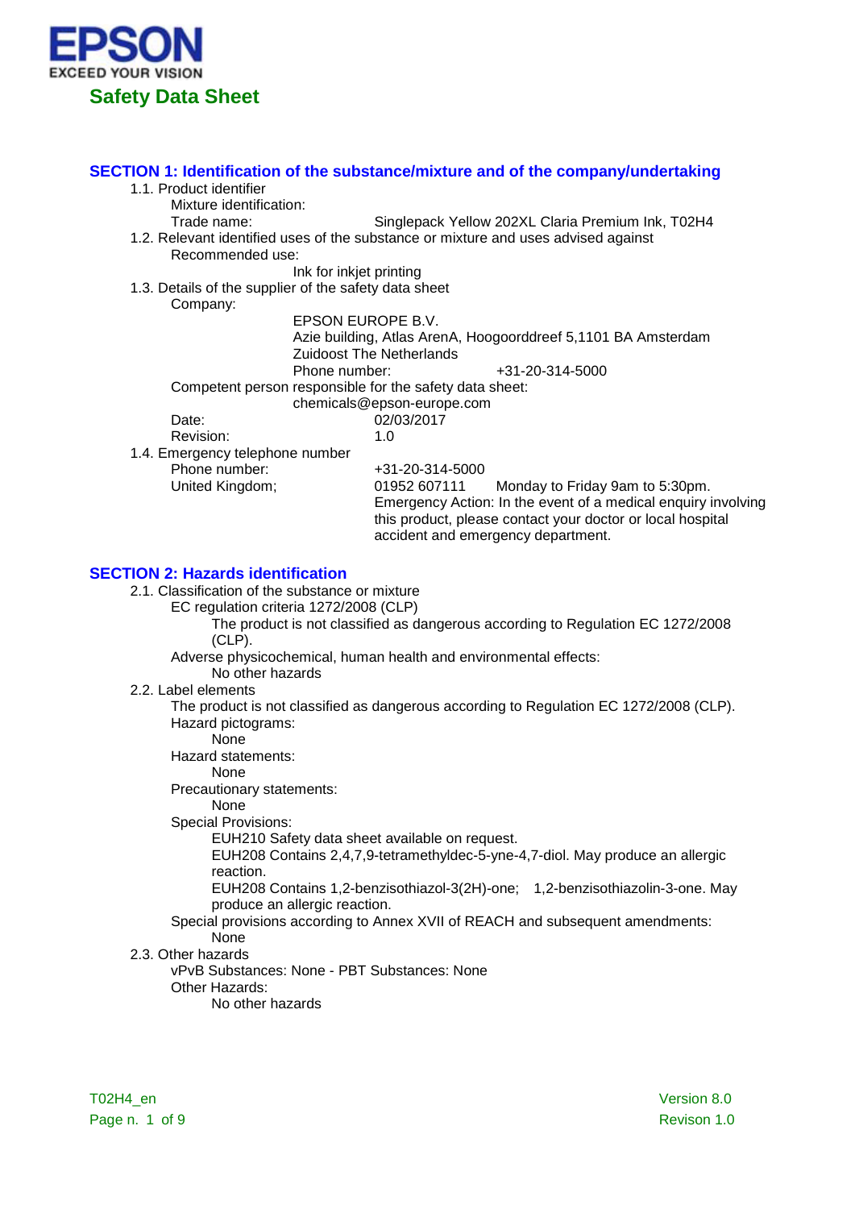EPSON
EXCEED YOUR VISION

# Safety Data Sheet

## SECTION 1: Identification of the substance/mixture and of the company/undertaking

1.1. Product identifier

Mixture identification:

Trade name: Singlepack Yellow 202XL Claria Premium Ink, T02H4

1.2. Relevant identified uses of the substance or mixture and uses advised against

Recommended use:

Ink for inkjet printing

1.3. Details of the supplier of the safety data sheet

Company:

EPSON EUROPE B.V.
Azie building, Atlas ArenA, Hoogoorddreef 5,1101 BA Amsterdam Zuidoost The Netherlands
Phone number: +31-20-314-5000

Competent person responsible for the safety data sheet:

chemicals@epson-europe.com

Date: 02/03/2017

Revision: 1.0

1.4. Emergency telephone number

Phone number: +31-20-314-5000

United Kingdom; 01952 607111 Monday to Friday 9am to 5:30pm.
Emergency Action: In the event of a medical enquiry involving this product, please contact your doctor or local hospital accident and emergency department.

## SECTION 2: Hazards identification

2.1. Classification of the substance or mixture

EC regulation criteria 1272/2008 (CLP)

The product is not classified as dangerous according to Regulation EC 1272/2008 (CLP).

Adverse physicochemical, human health and environmental effects:

No other hazards

2.2. Label elements

The product is not classified as dangerous according to Regulation EC 1272/2008 (CLP).

Hazard pictograms:

None

Hazard statements:

None

Precautionary statements:

None

Special Provisions:

EUH210 Safety data sheet available on request.
EUH208 Contains 2,4,7,9-tetramethyldec-5-yne-4,7-diol. May produce an allergic reaction.
EUH208 Contains 1,2-benzisothiazol-3(2H)-one; 1,2-benzisothiazolin-3-one. May produce an allergic reaction.

Special provisions according to Annex XVII of REACH and subsequent amendments:

None

2.3. Other hazards

vPvB Substances: None - PBT Substances: None

Other Hazards:

No other hazards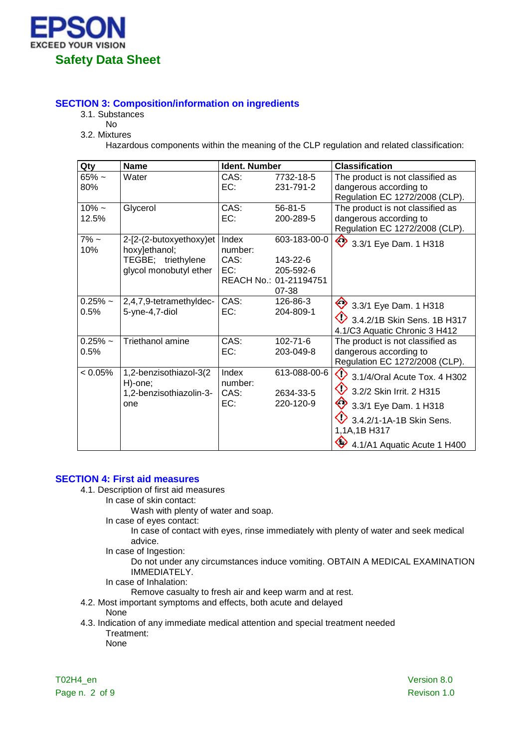## SECTION 3: Composition/information on ingredients

3.1. Substances

No

3.2. Mixtures

Hazardous components within the meaning of the CLP regulation and related classification:

| Qty | Name | Ident. Number | | Classification |
|---|---|---|---|---|
| 65% ~ 80% | Water | CAS:<br>EC: | 7732-18-5<br>231-791-2 | The product is not classified as dangerous according to Regulation EC 1272/2008 (CLP). |
| 10% ~ 12.5% | Glycerol | CAS:<br>EC: | 56-81-5<br>200-289-5 | The product is not classified as dangerous according to Regulation EC 1272/2008 (CLP). |
| 7% ~ 10% | 2-[2-(2-butoxyethoxy)ethoxy]ethanol; TEGBE; triethylene glycol monobutyl ether | Index number:<br>CAS:<br>EC:<br>REACH No.: | 603-183-00-0<br>143-22-6<br>205-592-6<br>01-2119475107-38 | 3.3/1 Eye Dam. 1 H318 |
| 0.25% ~ 0.5% | 2,4,7,9-tetramethyldec-5-yne-4,7-diol | CAS:<br>EC: | 126-86-3<br>204-809-1 | 3.3/1 Eye Dam. 1 H318<br>3.4.2/1B Skin Sens. 1B H317<br>4.1/C3 Aquatic Chronic 3 H412 |
| 0.25% ~ 0.5% | Triethanol amine | CAS:<br>EC: | 102-71-6<br>203-049-8 | The product is not classified as dangerous according to Regulation EC 1272/2008 (CLP). |
| < 0.05% | 1,2-benzisothiazol-3(2H)-one; 1,2-benzisothiazolin-3-one | Index number:<br>CAS:<br>EC: | 613-088-00-6<br>2634-33-5<br>220-120-9 | 3.1/4/Oral Acute Tox. 4 H302<br>3.2/2 Skin Irrit. 2 H315<br>3.3/1 Eye Dam. 1 H318<br>3.4.2/1-1A-1B Skin Sens. 1,1A,1B H317<br>4.1/A1 Aquatic Acute 1 H400 |

## SECTION 4: First aid measures

4.1. Description of first aid measures

In case of skin contact:

Wash with plenty of water and soap.

In case of eyes contact:

In case of contact with eyes, rinse immediately with plenty of water and seek medical advice.

In case of Ingestion:

Do not under any circumstances induce vomiting. OBTAIN A MEDICAL EXAMINATION IMMEDIATELY.

In case of Inhalation:

Remove casualty to fresh air and keep warm and at rest.

4.2. Most important symptoms and effects, both acute and delayed

None

4.3. Indication of any immediate medical attention and special treatment needed

Treatment:

None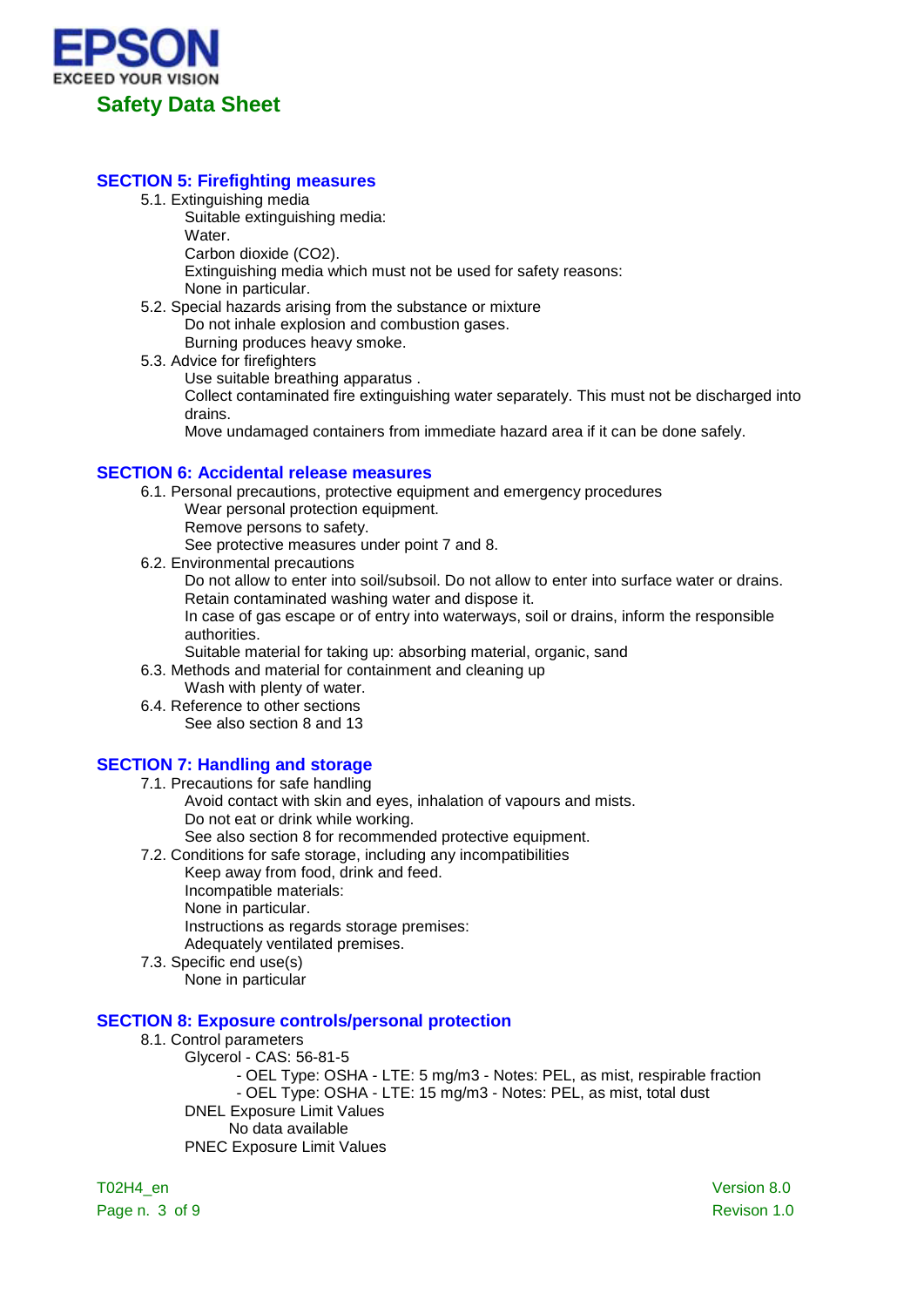## SECTION 5: Firefighting measures

5.1. Extinguishing media

Suitable extinguishing media:

Water.

Carbon dioxide ($CO_2$).

Extinguishing media which must not be used for safety reasons:

None in particular.

5.2. Special hazards arising from the substance or mixture

Do not inhale explosion and combustion gases.

Burning produces heavy smoke.

5.3. Advice for firefighters

Use suitable breathing apparatus .

Collect contaminated fire extinguishing water separately. This must not be discharged into drains.

Move undamaged containers from immediate hazard area if it can be done safely.

## SECTION 6: Accidental release measures

6.1. Personal precautions, protective equipment and emergency procedures

Wear personal protection equipment.

Remove persons to safety.

See protective measures under point 7 and 8.

6.2. Environmental precautions

Do not allow to enter into soil/subsoil. Do not allow to enter into surface water or drains.

Retain contaminated washing water and dispose it.

In case of gas escape or of entry into waterways, soil or drains, inform the responsible authorities.

Suitable material for taking up: absorbing material, organic, sand

6.3. Methods and material for containment and cleaning up

Wash with plenty of water.

6.4. Reference to other sections

See also section 8 and 13

## SECTION 7: Handling and storage

7.1. Precautions for safe handling

Avoid contact with skin and eyes, inhalation of vapours and mists.

Do not eat or drink while working.

See also section 8 for recommended protective equipment.

7.2. Conditions for safe storage, including any incompatibilities

Keep away from food, drink and feed.

Incompatible materials:

None in particular.

Instructions as regards storage premises:

Adequately ventilated premises.

7.3. Specific end use(s)

None in particular

## SECTION 8: Exposure controls/personal protection

8.1. Control parameters

Glycerol - CAS: 56-81-5

- OEL Type: OSHA - LTE: 5 mg/m3 - Notes: PEL, as mist, respirable fraction
- OEL Type: OSHA - LTE: 15 mg/m3 - Notes: PEL, as mist, total dust

DNEL Exposure Limit Values

No data available

PNEC Exposure Limit Values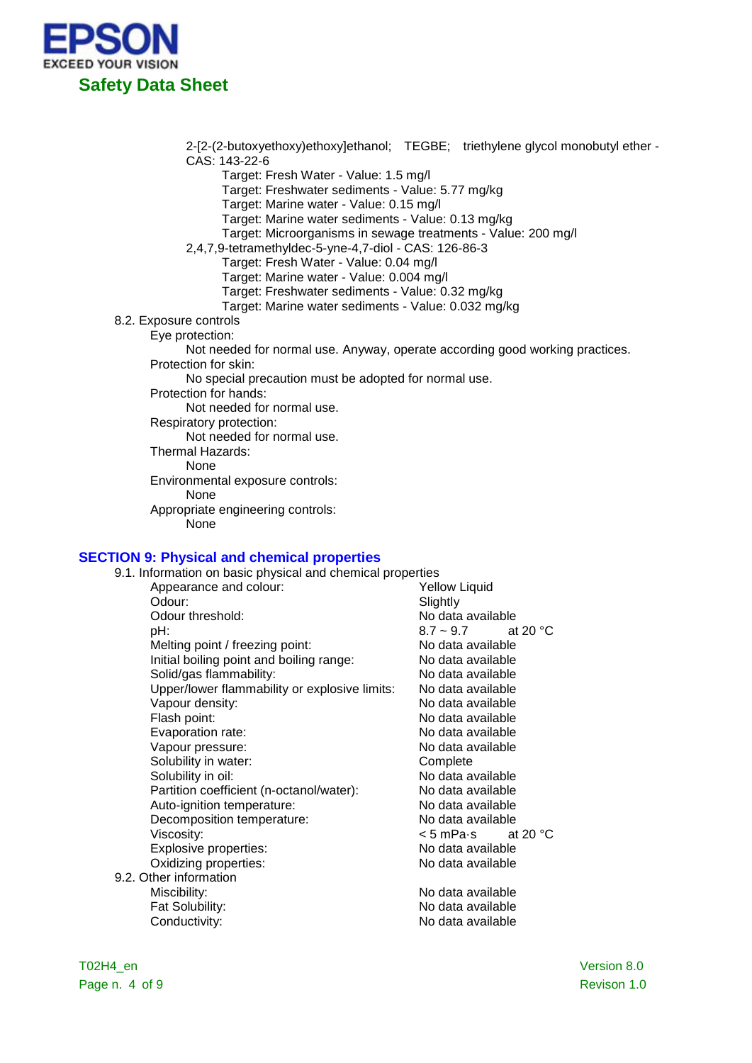2-[2-(2-butoxyethoxy)ethoxy]ethanol; TEGBE; triethylene glycol monobutyl ether - CAS: 143-22-6

- Target: Fresh Water - Value: 1.5 mg/l
- Target: Freshwater sediments - Value: 5.77 mg/kg
- Target: Marine water - Value: 0.15 mg/l
- Target: Marine water sediments - Value: 0.13 mg/kg
- Target: Microorganisms in sewage treatments - Value: 200 mg/l

2,4,7,9-tetramethyldec-5-yne-4,7-diol - CAS: 126-86-3

- Target: Fresh Water - Value: 0.04 mg/l
- Target: Marine water - Value: 0.004 mg/l
- Target: Freshwater sediments - Value: 0.32 mg/kg
- Target: Marine water sediments - Value: 0.032 mg/kg

8.2. Exposure controls

Eye protection:

Not needed for normal use. Anyway, operate according good working practices.

Protection for skin:

No special precaution must be adopted for normal use.

Protection for hands:

Not needed for normal use.

Respiratory protection:

Not needed for normal use.

Thermal Hazards:

None

Environmental exposure controls:

None

Appropriate engineering controls:

None

## SECTION 9: Physical and chemical properties

9.1. Information on basic physical and chemical properties

| Property | Value |
|---|---|
| Appearance and colour: | Yellow Liquid |
| Odour: | Slightly |
| Odour threshold: | No data available |
| pH: | 8.7 ~ 9.7 at 20 °C |
| Melting point / freezing point: | No data available |
| Initial boiling point and boiling range: | No data available |
| Solid/gas flammability: | No data available |
| Upper/lower flammability or explosive limits: | No data available |
| Vapour density: | No data available |
| Flash point: | No data available |
| Evaporation rate: | No data available |
| Vapour pressure: | No data available |
| Solubility in water: | Complete |
| Solubility in oil: | No data available |
| Partition coefficient (n-octanol/water): | No data available |
| Auto-ignition temperature: | No data available |
| Decomposition temperature: | No data available |
| Viscosity: | < 5 mPa·s at 20 °C |
| Explosive properties: | No data available |
| Oxidizing properties: | No data available |

9.2. Other information

| Property | Value |
|---|---|
| Miscibility: | No data available |
| Fat Solubility: | No data available |
| Conductivity: | No data available |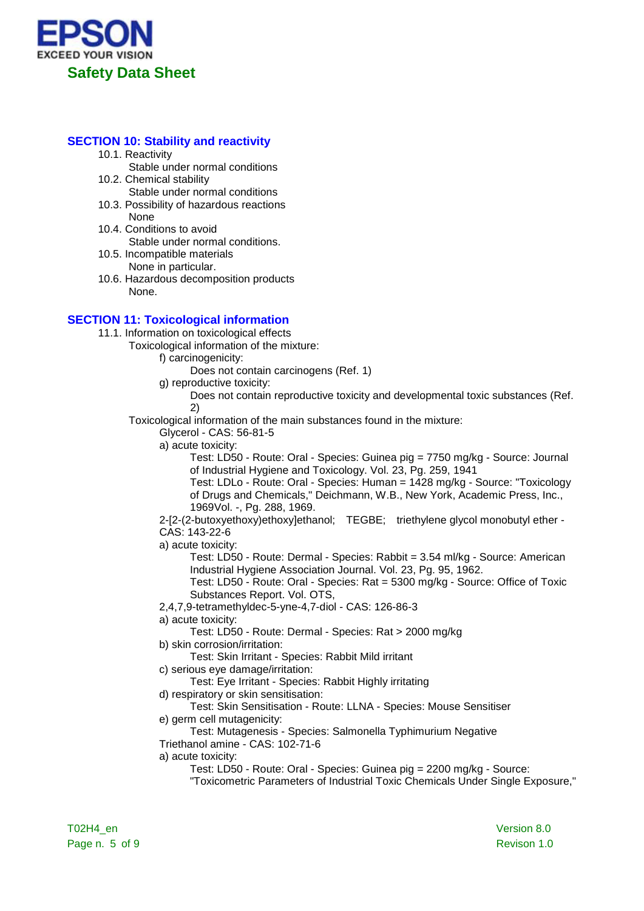## SECTION 10: Stability and reactivity

10.1. Reactivity
Stable under normal conditions

10.2. Chemical stability
Stable under normal conditions

10.3. Possibility of hazardous reactions
None

10.4. Conditions to avoid
Stable under normal conditions.

10.5. Incompatible materials
None in particular.

10.6. Hazardous decomposition products
None.

## SECTION 11: Toxicological information

11.1. Information on toxicological effects

Toxicological information of the mixture:

f) carcinogenicity:
Does not contain carcinogens (Ref. 1)

g) reproductive toxicity:
Does not contain reproductive toxicity and developmental toxic substances (Ref. 2)

Toxicological information of the main substances found in the mixture:

Glycerol - CAS: 56-81-5

a) acute toxicity:
Test: LD50 - Route: Oral - Species: Guinea pig = 7750 mg/kg - Source: Journal of Industrial Hygiene and Toxicology. Vol. 23, Pg. 259, 1941
Test: LDLo - Route: Oral - Species: Human = 1428 mg/kg - Source: "Toxicology of Drugs and Chemicals," Deichmann, W.B., New York, Academic Press, Inc., 1969Vol. -, Pg. 288, 1969.

2-[2-(2-butoxyethoxy)ethoxy]ethanol; TEGBE; triethylene glycol monobutyl ether - CAS: 143-22-6

a) acute toxicity:
Test: LD50 - Route: Dermal - Species: Rabbit = 3.54 ml/kg - Source: American Industrial Hygiene Association Journal. Vol. 23, Pg. 95, 1962.
Test: LD50 - Route: Oral - Species: Rat = 5300 mg/kg - Source: Office of Toxic Substances Report. Vol. OTS,

2,4,7,9-tetramethyldec-5-yne-4,7-diol - CAS: 126-86-3

a) acute toxicity:
Test: LD50 - Route: Dermal - Species: Rat > 2000 mg/kg

b) skin corrosion/irritation:
Test: Skin Irritant - Species: Rabbit Mild irritant

c) serious eye damage/irritation:
Test: Eye Irritant - Species: Rabbit Highly irritating

d) respiratory or skin sensitisation:
Test: Skin Sensitisation - Route: LLNA - Species: Mouse Sensitiser

e) germ cell mutagenicity:
Test: Mutagenesis - Species: Salmonella Typhimurium Negative

Triethanol amine - CAS: 102-71-6

a) acute toxicity:
Test: LD50 - Route: Oral - Species: Guinea pig = 2200 mg/kg - Source: "Toxicometric Parameters of Industrial Toxic Chemicals Under Single Exposure,"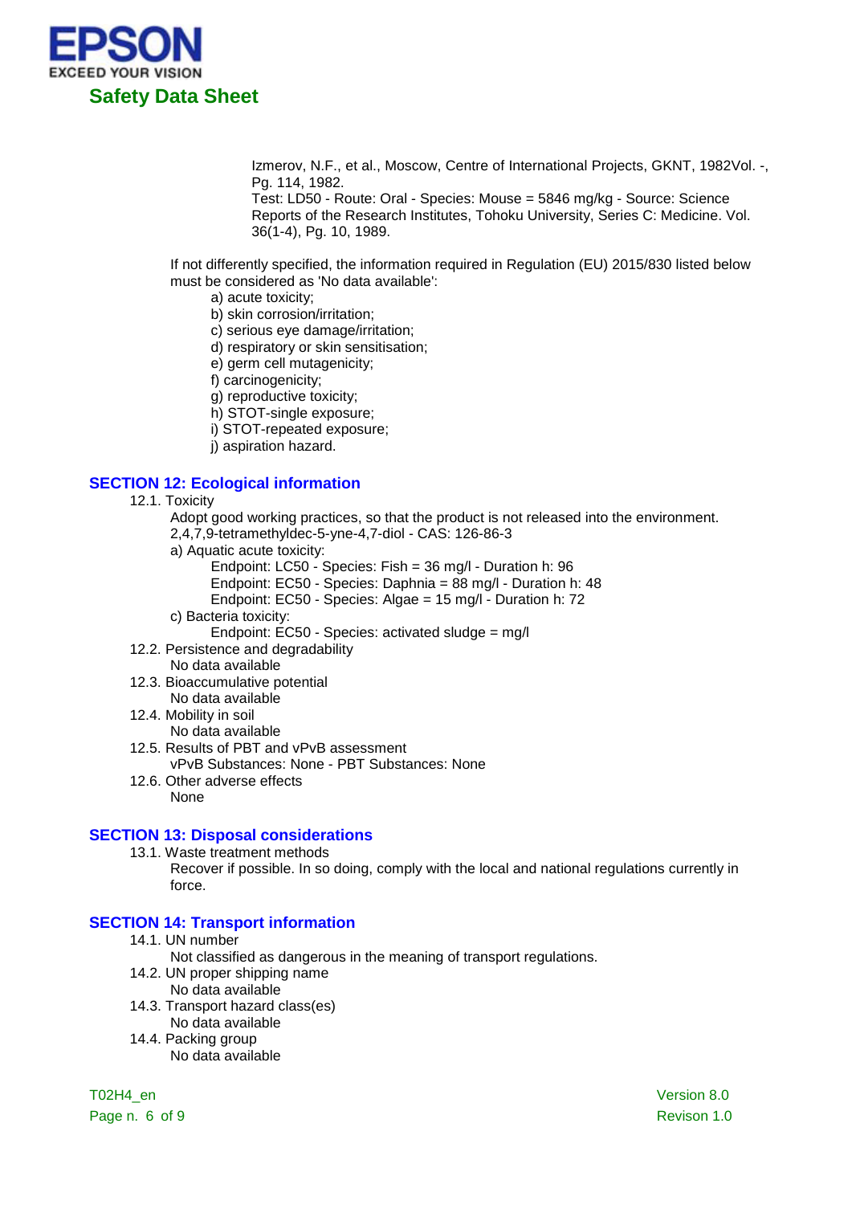Izmerov, N.F., et al., Moscow, Centre of International Projects, GKNT, 1982Vol. -, Pg. 114, 1982.
Test: LD50 - Route: Oral - Species: Mouse = 5846 mg/kg - Source: Science Reports of the Research Institutes, Tohoku University, Series C: Medicine. Vol. 36(1-4), Pg. 10, 1989.

If not differently specified, the information required in Regulation (EU) 2015/830 listed below must be considered as 'No data available':

a) acute toxicity;
b) skin corrosion/irritation;
c) serious eye damage/irritation;
d) respiratory or skin sensitisation;
e) germ cell mutagenicity;
f) carcinogenicity;
g) reproductive toxicity;
h) STOT-single exposure;
i) STOT-repeated exposure;
j) aspiration hazard.

## SECTION 12: Ecological information

12.1. Toxicity

Adopt good working practices, so that the product is not released into the environment.
2,4,7,9-tetramethyldec-5-yne-4,7-diol - CAS: 126-86-3

a) Aquatic acute toxicity:

Endpoint: LC50 - Species: Fish = 36 mg/l - Duration h: 96
Endpoint: EC50 - Species: Daphnia = 88 mg/l - Duration h: 48
Endpoint: EC50 - Species: Algae = 15 mg/l - Duration h: 72

c) Bacteria toxicity:

Endpoint: EC50 - Species: activated sludge = mg/l

12.2. Persistence and degradability

No data available

12.3. Bioaccumulative potential

No data available

12.4. Mobility in soil

No data available

12.5. Results of PBT and vPvB assessment

vPvB Substances: None - PBT Substances: None

12.6. Other adverse effects

None

## SECTION 13: Disposal considerations

13.1. Waste treatment methods

Recover if possible. In so doing, comply with the local and national regulations currently in force.

## SECTION 14: Transport information

14.1. UN number

Not classified as dangerous in the meaning of transport regulations.

14.2. UN proper shipping name

No data available

14.3. Transport hazard class(es)

No data available

14.4. Packing group

No data available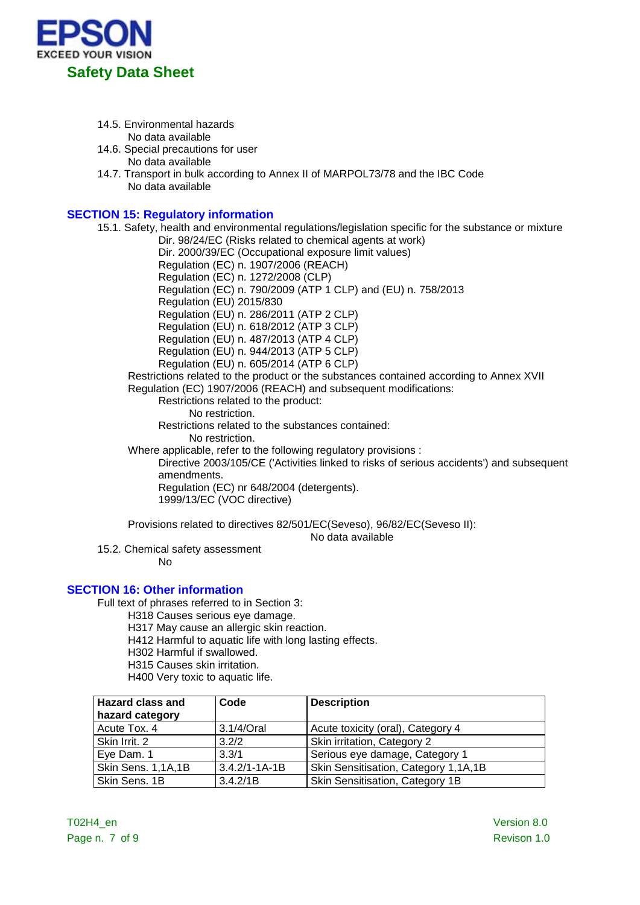14.5. Environmental hazards

No data available

14.6. Special precautions for user

No data available

14.7. Transport in bulk according to Annex II of MARPOL73/78 and the IBC Code

No data available

## SECTION 15: Regulatory information

15.1. Safety, health and environmental regulations/legislation specific for the substance or mixture

Dir. 98/24/EC (Risks related to chemical agents at work)
Dir. 2000/39/EC (Occupational exposure limit values)
Regulation (EC) n. 1907/2006 (REACH)
Regulation (EC) n. 1272/2008 (CLP)
Regulation (EC) n. 790/2009 (ATP 1 CLP) and (EU) n. 758/2013
Regulation (EU) 2015/830
Regulation (EU) n. 286/2011 (ATP 2 CLP)
Regulation (EU) n. 618/2012 (ATP 3 CLP)
Regulation (EU) n. 487/2013 (ATP 4 CLP)
Regulation (EU) n. 944/2013 (ATP 5 CLP)
Regulation (EU) n. 605/2014 (ATP 6 CLP)

Restrictions related to the product or the substances contained according to Annex XVII Regulation (EC) 1907/2006 (REACH) and subsequent modifications:

Restrictions related to the product:

No restriction.

Restrictions related to the substances contained:

No restriction.

Where applicable, refer to the following regulatory provisions :

Directive 2003/105/CE ('Activities linked to risks of serious accidents') and subsequent amendments.
Regulation (EC) nr 648/2004 (detergents).
1999/13/EC (VOC directive)

Provisions related to directives 82/501/EC(Seveso), 96/82/EC(Seveso II):

No data available

15.2. Chemical safety assessment

No

## SECTION 16: Other information

Full text of phrases referred to in Section 3:

H318 Causes serious eye damage.
H317 May cause an allergic skin reaction.
H412 Harmful to aquatic life with long lasting effects.
H302 Harmful if swallowed.
H315 Causes skin irritation.
H400 Very toxic to aquatic life.

| Hazard class and hazard category | Code | Description |
|---|---|---|
| Acute Tox. 4 | 3.1/4/Oral | Acute toxicity (oral), Category 4 |
| Skin Irrit. 2 | 3.2/2 | Skin irritation, Category 2 |
| Eye Dam. 1 | 3.3/1 | Serious eye damage, Category 1 |
| Skin Sens. 1,1A,1B | 3.4.2/1-1A-1B | Skin Sensitisation, Category 1,1A,1B |
| Skin Sens. 1B | 3.4.2/1B | Skin Sensitisation, Category 1B |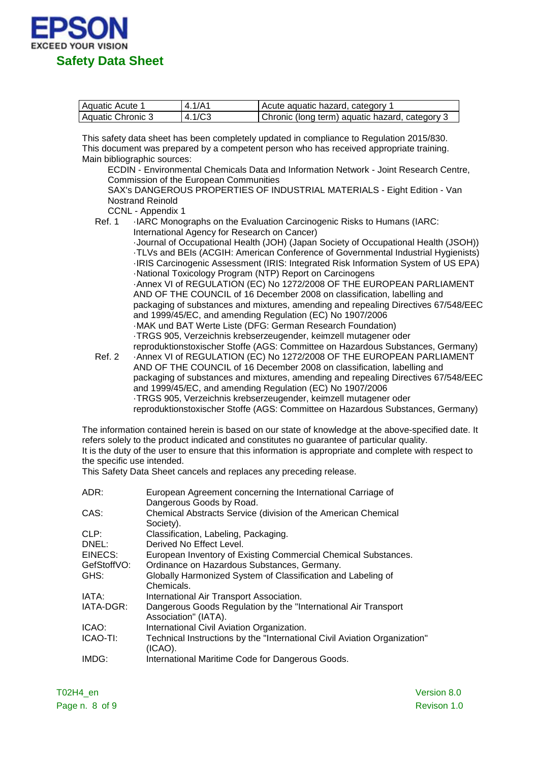| Aquatic Acute 1 | 4.1/A1 | Acute aquatic hazard, category 1 |
|---|---|---|
| Aquatic Chronic 3 | 4.1/C3 | Chronic (long term) aquatic hazard, category 3 |

This safety data sheet has been completely updated in compliance to Regulation 2015/830.
This document was prepared by a competent person who has received appropriate training.
Main bibliographic sources:

ECDIN - Environmental Chemicals Data and Information Network - Joint Research Centre, Commission of the European Communities
SAX's DANGEROUS PROPERTIES OF INDUSTRIAL MATERIALS - Eight Edition - Van Nostrand Reinold
CCNL - Appendix 1

Ref. 1
·IARC Monographs on the Evaluation Carcinogenic Risks to Humans (IARC: International Agency for Research on Cancer)
·Journal of Occupational Health (JOH) (Japan Society of Occupational Health (JSOH))
·TLVs and BEIs (ACGIH: American Conference of Governmental Industrial Hygienists)
·IRIS Carcinogenic Assessment (IRIS: Integrated Risk Information System of US EPA)
·National Toxicology Program (NTP) Report on Carcinogens
·Annex VI of REGULATION (EC) No 1272/2008 OF THE EUROPEAN PARLIAMENT AND OF THE COUNCIL of 16 December 2008 on classification, labelling and packaging of substances and mixtures, amending and repealing Directives 67/548/EEC and 1999/45/EC, and amending Regulation (EC) No 1907/2006
·MAK und BAT Werte Liste (DFG: German Research Foundation)
·TRGS 905, Verzeichnis krebserzeugender, keimzell mutagener oder reproduktionstoxischer Stoffe (AGS: Committee on Hazardous Substances, Germany)

Ref. 2
·Annex VI of REGULATION (EC) No 1272/2008 OF THE EUROPEAN PARLIAMENT AND OF THE COUNCIL of 16 December 2008 on classification, labelling and packaging of substances and mixtures, amending and repealing Directives 67/548/EEC and 1999/45/EC, and amending Regulation (EC) No 1907/2006
·TRGS 905, Verzeichnis krebserzeugender, keimzell mutagener oder reproduktionstoxischer Stoffe (AGS: Committee on Hazardous Substances, Germany)

The information contained herein is based on our state of knowledge at the above-specified date. It refers solely to the product indicated and constitutes no guarantee of particular quality.
It is the duty of the user to ensure that this information is appropriate and complete with respect to the specific use intended.
This Safety Data Sheet cancels and replaces any preceding release.

ADR: European Agreement concerning the International Carriage of Dangerous Goods by Road.
CAS: Chemical Abstracts Service (division of the American Chemical Society).
CLP: Classification, Labeling, Packaging.
DNEL: Derived No Effect Level.
EINECS: European Inventory of Existing Commercial Chemical Substances.
GefStoffVO: Ordinance on Hazardous Substances, Germany.
GHS: Globally Harmonized System of Classification and Labeling of Chemicals.
IATA: International Air Transport Association.
IATA-DGR: Dangerous Goods Regulation by the "International Air Transport Association" (IATA).
ICAO: International Civil Aviation Organization.
ICAO-TI: Technical Instructions by the "International Civil Aviation Organization" (ICAO).
IMDG: International Maritime Code for Dangerous Goods.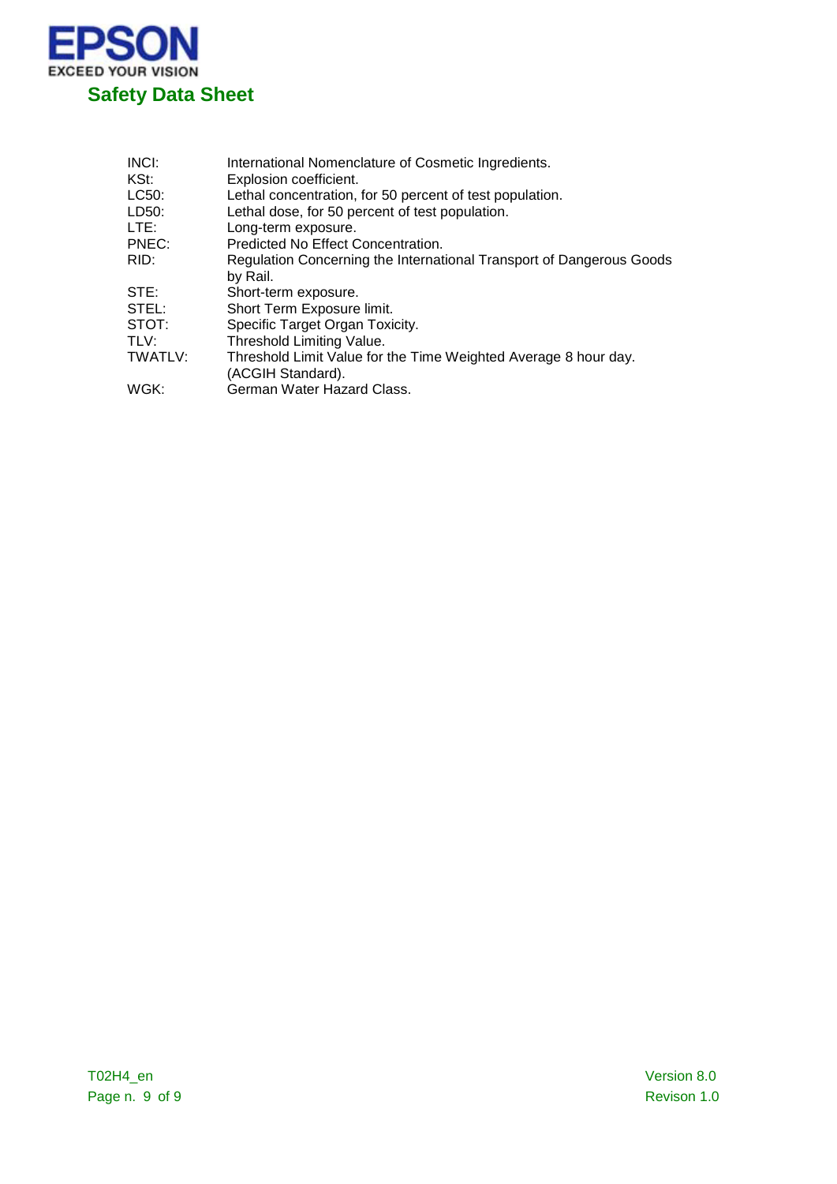| | |
|---|---|
| INCI: | International Nomenclature of Cosmetic Ingredients. |
| KSt: | Explosion coefficient. |
| LC50: | Lethal concentration, for 50 percent of test population. |
| LD50: | Lethal dose, for 50 percent of test population. |
| LTE: | Long-term exposure. |
| PNEC: | Predicted No Effect Concentration. |
| RID: | Regulation Concerning the International Transport of Dangerous Goods by Rail. |
| STE: | Short-term exposure. |
| STEL: | Short Term Exposure limit. |
| STOT: | Specific Target Organ Toxicity. |
| TLV: | Threshold Limiting Value. |
| TWATLV: | Threshold Limit Value for the Time Weighted Average 8 hour day. (ACGIH Standard). |
| WGK: | German Water Hazard Class. |